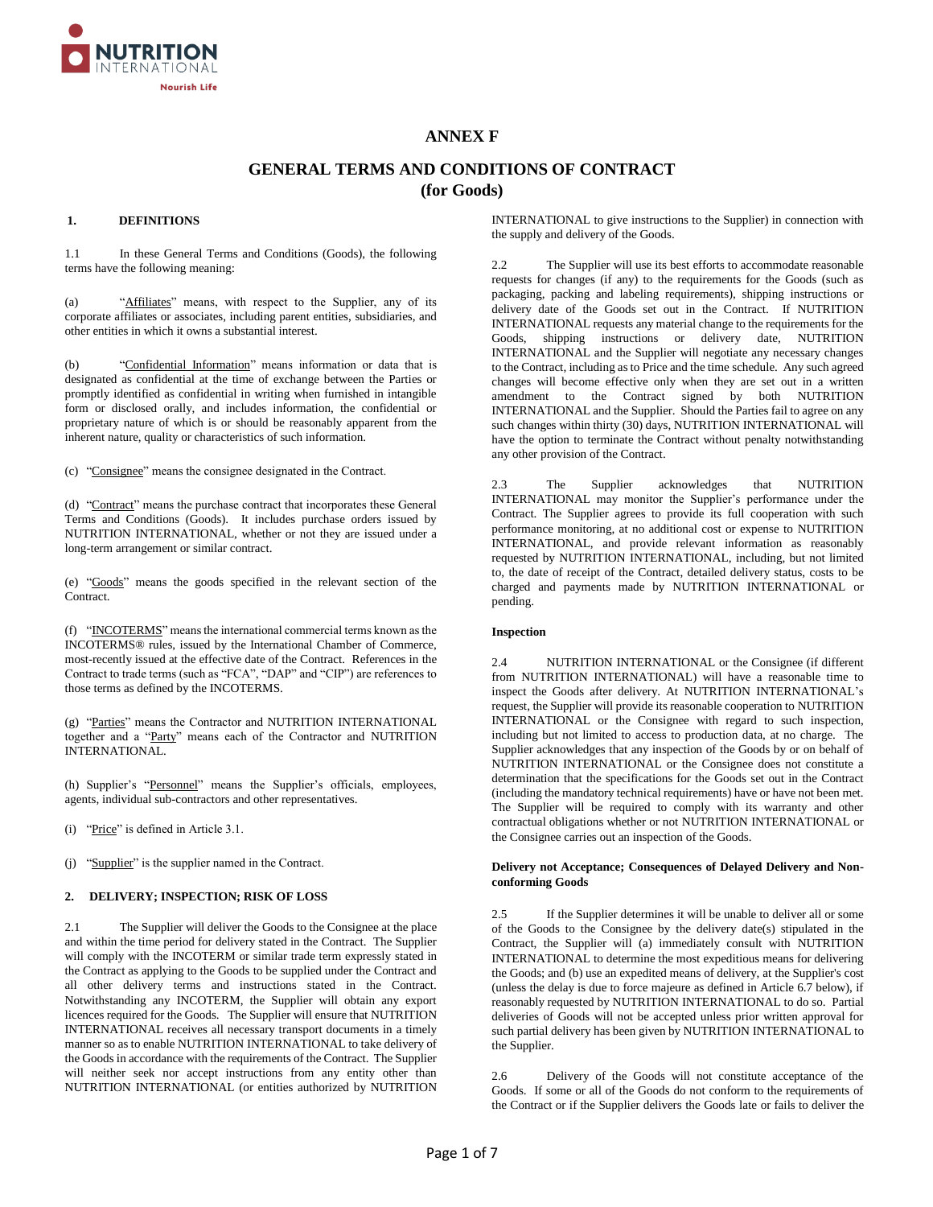# ANNEX F

## GENERAL TERMS AND CONDITIONS OF CONTRACT (for Goods)

### 1. DEFINITIONS

1.1 In these General Terms and Conditions (Goods), the following terms have the following meaning:

(a) "Affiliates" means, with respect to the Supplier, any of its corporate affiliates or associates, including parent entities, subsidiaries, and other entities in which it owns a substantial interest.

(b) "Confidential Information" means information or data that is designated as confidential at the time of exchange between the Parties or promptly identified as confidential in writing when furnished in intangible form or disclosed orally, and includes information, the confidential or proprietary nature of which is or should be reasonably apparent from the inherent nature, quality or characteristics of such information.

(c) "Consignee" means the consignee designated in the Contract.

(d) "Contract" means the purchase contract that incorporates these General Terms and Conditions (Goods). It includes purchase orders issued by NUTRITION INTERNATIONAL, whether or not they are issued under a long-term arrangement or similar contract.

(e) "Goods" means the goods specified in the relevant section of the Contract.

(f) "INCOTERMS" means the international commercial terms known as the INCOTERMS® rules, issued by the International Chamber of Commerce, most-recently issued at the effective date of the Contract. References in the Contract to trade terms (such as "FCA", "DAP" and "CIP") are references to those terms as defined by the INCOTERMS.

(g) "Parties" means the Contractor and NUTRITION INTERNATIONAL together and a "Party" means each of the Contractor and NUTRITION INTERNATIONAL.

(h) Supplier's "Personnel" means the Supplier's officials, employees, agents, individual sub-contractors and other representatives.

(i) "Price" is defined in Article 3.1.

(j) "Supplier" is the supplier named in the Contract.

### 2. DELIVERY; INSPECTION; RISK OF LOSS

2.1 The Supplier will deliver the Goods to the Consignee at the place and within the time period for delivery stated in the Contract. The Supplier will comply with the INCOTERM or similar trade term expressly stated in the Contract as applying to the Goods to be supplied under the Contract and all other delivery terms and instructions stated in the Contract. Notwithstanding any INCOTERM, the Supplier will obtain any export licences required for the Goods. The Supplier will ensure that NUTRITION INTERNATIONAL receives all necessary transport documents in a timely manner so as to enable NUTRITION INTERNATIONAL to take delivery of the Goods in accordance with the requirements of the Contract. The Supplier will neither seek nor accept instructions from any entity other than NUTRITION INTERNATIONAL (or entities authorized by NUTRITION INTERNATIONAL to give instructions to the Supplier) in connection with the supply and delivery of the Goods.

2.2 The Supplier will use its best efforts to accommodate reasonable requests for changes (if any) to the requirements for the Goods (such as packaging, packing and labeling requirements), shipping instructions or delivery date of the Goods set out in the Contract. If NUTRITION INTERNATIONAL requests any material change to the requirements for the Goods, shipping instructions or delivery date, NUTRITION INTERNATIONAL and the Supplier will negotiate any necessary changes to the Contract, including as to Price and the time schedule. Any such agreed changes will become effective only when they are set out in a written amendment to the Contract signed by both NUTRITION INTERNATIONAL and the Supplier. Should the Parties fail to agree on any such changes within thirty (30) days, NUTRITION INTERNATIONAL will have the option to terminate the Contract without penalty notwithstanding any other provision of the Contract.

2.3 The Supplier acknowledges that NUTRITION INTERNATIONAL may monitor the Supplier's performance under the Contract. The Supplier agrees to provide its full cooperation with such performance monitoring, at no additional cost or expense to NUTRITION INTERNATIONAL, and provide relevant information as reasonably requested by NUTRITION INTERNATIONAL, including, but not limited to, the date of receipt of the Contract, detailed delivery status, costs to be charged and payments made by NUTRITION INTERNATIONAL or pending.

**Inspection**

2.4 NUTRITION INTERNATIONAL or the Consignee (if different from NUTRITION INTERNATIONAL) will have a reasonable time to inspect the Goods after delivery. At NUTRITION INTERNATIONAL's request, the Supplier will provide its reasonable cooperation to NUTRITION INTERNATIONAL or the Consignee with regard to such inspection, including but not limited to access to production data, at no charge. The Supplier acknowledges that any inspection of the Goods by or on behalf of NUTRITION INTERNATIONAL or the Consignee does not constitute a determination that the specifications for the Goods set out in the Contract (including the mandatory technical requirements) have or have not been met. The Supplier will be required to comply with its warranty and other contractual obligations whether or not NUTRITION INTERNATIONAL or the Consignee carries out an inspection of the Goods.

**Delivery not Acceptance; Consequences of Delayed Delivery and Non-conforming Goods**

2.5 If the Supplier determines it will be unable to deliver all or some of the Goods to the Consignee by the delivery date(s) stipulated in the Contract, the Supplier will (a) immediately consult with NUTRITION INTERNATIONAL to determine the most expeditious means for delivering the Goods; and (b) use an expedited means of delivery, at the Supplier's cost (unless the delay is due to force majeure as defined in Article 6.7 below), if reasonably requested by NUTRITION INTERNATIONAL to do so. Partial deliveries of Goods will not be accepted unless prior written approval for such partial delivery has been given by NUTRITION INTERNATIONAL to the Supplier.

2.6 Delivery of the Goods will not constitute acceptance of the Goods. If some or all of the Goods do not conform to the requirements of the Contract or if the Supplier delivers the Goods late or fails to deliver the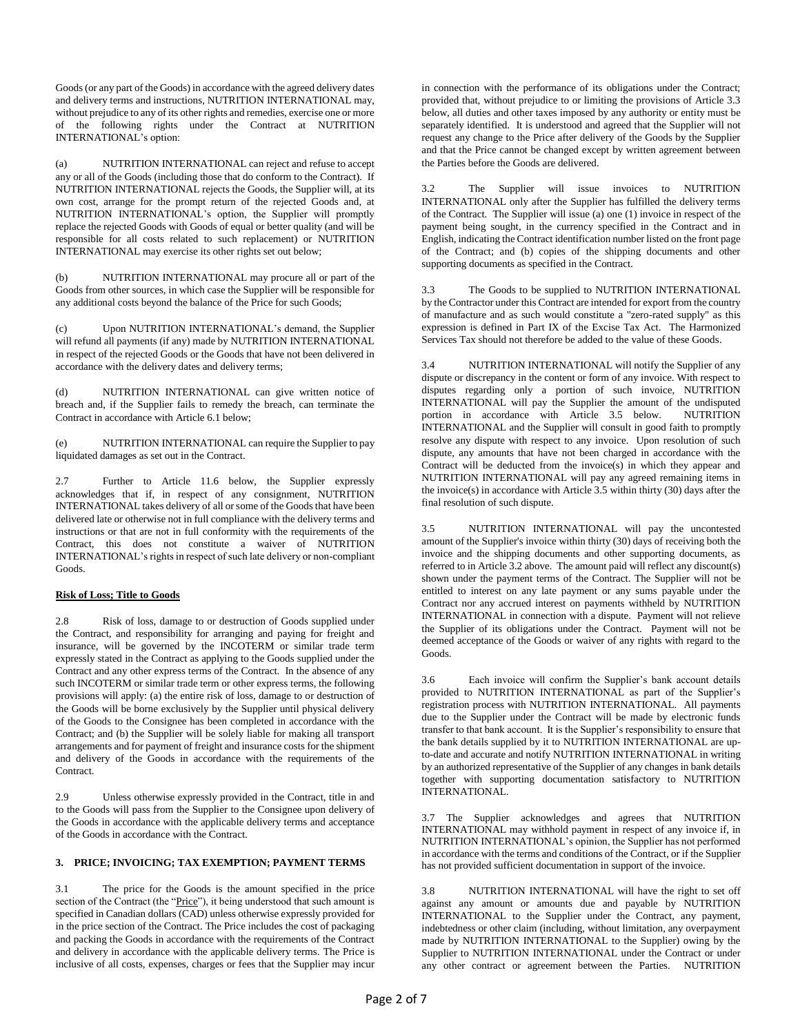Goods (or any part of the Goods) in accordance with the agreed delivery dates and delivery terms and instructions, NUTRITION INTERNATIONAL may, without prejudice to any of its other rights and remedies, exercise one or more of the following rights under the Contract at NUTRITION INTERNATIONAL's option:

(a) NUTRITION INTERNATIONAL can reject and refuse to accept any or all of the Goods (including those that do conform to the Contract). If NUTRITION INTERNATIONAL rejects the Goods, the Supplier will, at its own cost, arrange for the prompt return of the rejected Goods and, at NUTRITION INTERNATIONAL's option, the Supplier will promptly replace the rejected Goods with Goods of equal or better quality (and will be responsible for all costs related to such replacement) or NUTRITION INTERNATIONAL may exercise its other rights set out below;

(b) NUTRITION INTERNATIONAL may procure all or part of the Goods from other sources, in which case the Supplier will be responsible for any additional costs beyond the balance of the Price for such Goods;

(c) Upon NUTRITION INTERNATIONAL's demand, the Supplier will refund all payments (if any) made by NUTRITION INTERNATIONAL in respect of the rejected Goods or the Goods that have not been delivered in accordance with the delivery dates and delivery terms;

(d) NUTRITION INTERNATIONAL can give written notice of breach and, if the Supplier fails to remedy the breach, can terminate the Contract in accordance with Article 6.1 below;

(e) NUTRITION INTERNATIONAL can require the Supplier to pay liquidated damages as set out in the Contract.

2.7 Further to Article 11.6 below, the Supplier expressly acknowledges that if, in respect of any consignment, NUTRITION INTERNATIONAL takes delivery of all or some of the Goods that have been delivered late or otherwise not in full compliance with the delivery terms and instructions or that are not in full conformity with the requirements of the Contract, this does not constitute a waiver of NUTRITION INTERNATIONAL's rights in respect of such late delivery or non-compliant Goods.

**Risk of Loss; Title to Goods**

2.8 Risk of loss, damage to or destruction of Goods supplied under the Contract, and responsibility for arranging and paying for freight and insurance, will be governed by the INCOTERM or similar trade term expressly stated in the Contract as applying to the Goods supplied under the Contract and any other express terms of the Contract. In the absence of any such INCOTERM or similar trade term or other express terms, the following provisions will apply: (a) the entire risk of loss, damage to or destruction of the Goods will be borne exclusively by the Supplier until physical delivery of the Goods to the Consignee has been completed in accordance with the Contract; and (b) the Supplier will be solely liable for making all transport arrangements and for payment of freight and insurance costs for the shipment and delivery of the Goods in accordance with the requirements of the Contract.

2.9 Unless otherwise expressly provided in the Contract, title in and to the Goods will pass from the Supplier to the Consignee upon delivery of the Goods in accordance with the applicable delivery terms and acceptance of the Goods in accordance with the Contract.

## 3. PRICE; INVOICING; TAX EXEMPTION; PAYMENT TERMS

3.1 The price for the Goods is the amount specified in the price section of the Contract (the "Price"), it being understood that such amount is specified in Canadian dollars (CAD) unless otherwise expressly provided for in the price section of the Contract. The Price includes the cost of packaging and packing the Goods in accordance with the requirements of the Contract and delivery in accordance with the applicable delivery terms. The Price is inclusive of all costs, expenses, charges or fees that the Supplier may incur in connection with the performance of its obligations under the Contract; provided that, without prejudice to or limiting the provisions of Article 3.3 below, all duties and other taxes imposed by any authority or entity must be separately identified. It is understood and agreed that the Supplier will not request any change to the Price after delivery of the Goods by the Supplier and that the Price cannot be changed except by written agreement between the Parties before the Goods are delivered.

3.2 The Supplier will issue invoices to NUTRITION INTERNATIONAL only after the Supplier has fulfilled the delivery terms of the Contract. The Supplier will issue (a) one (1) invoice in respect of the payment being sought, in the currency specified in the Contract and in English, indicating the Contract identification number listed on the front page of the Contract; and (b) copies of the shipping documents and other supporting documents as specified in the Contract.

3.3 The Goods to be supplied to NUTRITION INTERNATIONAL by the Contractor under this Contract are intended for export from the country of manufacture and as such would constitute a "zero-rated supply" as this expression is defined in Part IX of the Excise Tax Act. The Harmonized Services Tax should not therefore be added to the value of these Goods.

3.4 NUTRITION INTERNATIONAL will notify the Supplier of any dispute or discrepancy in the content or form of any invoice. With respect to disputes regarding only a portion of such invoice, NUTRITION INTERNATIONAL will pay the Supplier the amount of the undisputed portion in accordance with Article 3.5 below. NUTRITION INTERNATIONAL and the Supplier will consult in good faith to promptly resolve any dispute with respect to any invoice. Upon resolution of such dispute, any amounts that have not been charged in accordance with the Contract will be deducted from the invoice(s) in which they appear and NUTRITION INTERNATIONAL will pay any agreed remaining items in the invoice(s) in accordance with Article 3.5 within thirty (30) days after the final resolution of such dispute.

3.5 NUTRITION INTERNATIONAL will pay the uncontested amount of the Supplier's invoice within thirty (30) days of receiving both the invoice and the shipping documents and other supporting documents, as referred to in Article 3.2 above. The amount paid will reflect any discount(s) shown under the payment terms of the Contract. The Supplier will not be entitled to interest on any late payment or any sums payable under the Contract nor any accrued interest on payments withheld by NUTRITION INTERNATIONAL in connection with a dispute. Payment will not relieve the Supplier of its obligations under the Contract. Payment will not be deemed acceptance of the Goods or waiver of any rights with regard to the Goods.

3.6 Each invoice will confirm the Supplier's bank account details provided to NUTRITION INTERNATIONAL as part of the Supplier's registration process with NUTRITION INTERNATIONAL. All payments due to the Supplier under the Contract will be made by electronic funds transfer to that bank account. It is the Supplier's responsibility to ensure that the bank details supplied by it to NUTRITION INTERNATIONAL are up-to-date and accurate and notify NUTRITION INTERNATIONAL in writing by an authorized representative of the Supplier of any changes in bank details together with supporting documentation satisfactory to NUTRITION INTERNATIONAL.

3.7 The Supplier acknowledges and agrees that NUTRITION INTERNATIONAL may withhold payment in respect of any invoice if, in NUTRITION INTERNATIONAL's opinion, the Supplier has not performed in accordance with the terms and conditions of the Contract, or if the Supplier has not provided sufficient documentation in support of the invoice.

3.8 NUTRITION INTERNATIONAL will have the right to set off against any amount or amounts due and payable by NUTRITION INTERNATIONAL to the Supplier under the Contract, any payment, indebtedness or other claim (including, without limitation, any overpayment made by NUTRITION INTERNATIONAL to the Supplier) owing by the Supplier to NUTRITION INTERNATIONAL under the Contract or under any other contract or agreement between the Parties. NUTRITION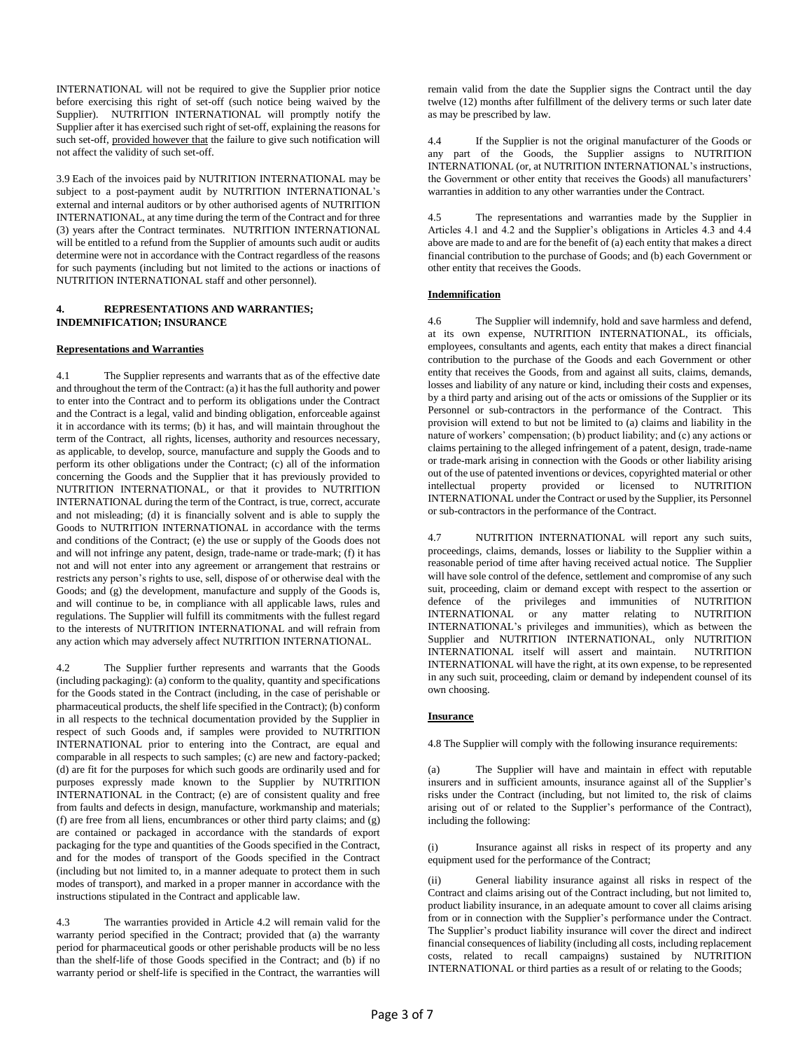INTERNATIONAL will not be required to give the Supplier prior notice before exercising this right of set-off (such notice being waived by the Supplier). NUTRITION INTERNATIONAL will promptly notify the Supplier after it has exercised such right of set-off, explaining the reasons for such set-off, provided however that the failure to give such notification will not affect the validity of such set-off.

3.9 Each of the invoices paid by NUTRITION INTERNATIONAL may be subject to a post-payment audit by NUTRITION INTERNATIONAL's external and internal auditors or by other authorised agents of NUTRITION INTERNATIONAL, at any time during the term of the Contract and for three (3) years after the Contract terminates. NUTRITION INTERNATIONAL will be entitled to a refund from the Supplier of amounts such audit or audits determine were not in accordance with the Contract regardless of the reasons for such payments (including but not limited to the actions or inactions of NUTRITION INTERNATIONAL staff and other personnel).

## 4. REPRESENTATIONS AND WARRANTIES; INDEMNIFICATION; INSURANCE

**Representations and Warranties**

4.1 The Supplier represents and warrants that as of the effective date and throughout the term of the Contract: (a) it has the full authority and power to enter into the Contract and to perform its obligations under the Contract and the Contract is a legal, valid and binding obligation, enforceable against it in accordance with its terms; (b) it has, and will maintain throughout the term of the Contract, all rights, licenses, authority and resources necessary, as applicable, to develop, source, manufacture and supply the Goods and to perform its other obligations under the Contract; (c) all of the information concerning the Goods and the Supplier that it has previously provided to NUTRITION INTERNATIONAL, or that it provides to NUTRITION INTERNATIONAL during the term of the Contract, is true, correct, accurate and not misleading; (d) it is financially solvent and is able to supply the Goods to NUTRITION INTERNATIONAL in accordance with the terms and conditions of the Contract; (e) the use or supply of the Goods does not and will not infringe any patent, design, trade-name or trade-mark; (f) it has not and will not enter into any agreement or arrangement that restrains or restricts any person's rights to use, sell, dispose of or otherwise deal with the Goods; and (g) the development, manufacture and supply of the Goods is, and will continue to be, in compliance with all applicable laws, rules and regulations. The Supplier will fulfill its commitments with the fullest regard to the interests of NUTRITION INTERNATIONAL and will refrain from any action which may adversely affect NUTRITION INTERNATIONAL.

4.2 The Supplier further represents and warrants that the Goods (including packaging): (a) conform to the quality, quantity and specifications for the Goods stated in the Contract (including, in the case of perishable or pharmaceutical products, the shelf life specified in the Contract); (b) conform in all respects to the technical documentation provided by the Supplier in respect of such Goods and, if samples were provided to NUTRITION INTERNATIONAL prior to entering into the Contract, are equal and comparable in all respects to such samples; (c) are new and factory-packed; (d) are fit for the purposes for which such goods are ordinarily used and for purposes expressly made known to the Supplier by NUTRITION INTERNATIONAL in the Contract; (e) are of consistent quality and free from faults and defects in design, manufacture, workmanship and materials; (f) are free from all liens, encumbrances or other third party claims; and (g) are contained or packaged in accordance with the standards of export packaging for the type and quantities of the Goods specified in the Contract, and for the modes of transport of the Goods specified in the Contract (including but not limited to, in a manner adequate to protect them in such modes of transport), and marked in a proper manner in accordance with the instructions stipulated in the Contract and applicable law.

4.3 The warranties provided in Article 4.2 will remain valid for the warranty period specified in the Contract; provided that (a) the warranty period for pharmaceutical goods or other perishable products will be no less than the shelf-life of those Goods specified in the Contract; and (b) if no warranty period or shelf-life is specified in the Contract, the warranties will remain valid from the date the Supplier signs the Contract until the day twelve (12) months after fulfillment of the delivery terms or such later date as may be prescribed by law.

4.4 If the Supplier is not the original manufacturer of the Goods or any part of the Goods, the Supplier assigns to NUTRITION INTERNATIONAL (or, at NUTRITION INTERNATIONAL's instructions, the Government or other entity that receives the Goods) all manufacturers' warranties in addition to any other warranties under the Contract.

4.5 The representations and warranties made by the Supplier in Articles 4.1 and 4.2 and the Supplier's obligations in Articles 4.3 and 4.4 above are made to and are for the benefit of (a) each entity that makes a direct financial contribution to the purchase of Goods; and (b) each Government or other entity that receives the Goods.

**Indemnification**

4.6 The Supplier will indemnify, hold and save harmless and defend, at its own expense, NUTRITION INTERNATIONAL, its officials, employees, consultants and agents, each entity that makes a direct financial contribution to the purchase of the Goods and each Government or other entity that receives the Goods, from and against all suits, claims, demands, losses and liability of any nature or kind, including their costs and expenses, by a third party and arising out of the acts or omissions of the Supplier or its Personnel or sub-contractors in the performance of the Contract. This provision will extend to but not be limited to (a) claims and liability in the nature of workers' compensation; (b) product liability; and (c) any actions or claims pertaining to the alleged infringement of a patent, design, trade-name or trade-mark arising in connection with the Goods or other liability arising out of the use of patented inventions or devices, copyrighted material or other intellectual property provided or licensed to NUTRITION INTERNATIONAL under the Contract or used by the Supplier, its Personnel or sub-contractors in the performance of the Contract.

4.7 NUTRITION INTERNATIONAL will report any such suits, proceedings, claims, demands, losses or liability to the Supplier within a reasonable period of time after having received actual notice. The Supplier will have sole control of the defence, settlement and compromise of any such suit, proceeding, claim or demand except with respect to the assertion or defence of the privileges and immunities of NUTRITION INTERNATIONAL or any matter relating to NUTRITION INTERNATIONAL's privileges and immunities), which as between the Supplier and NUTRITION INTERNATIONAL, only NUTRITION INTERNATIONAL itself will assert and maintain. NUTRITION INTERNATIONAL will have the right, at its own expense, to be represented in any such suit, proceeding, claim or demand by independent counsel of its own choosing.

**Insurance**

4.8 The Supplier will comply with the following insurance requirements:

(a) The Supplier will have and maintain in effect with reputable insurers and in sufficient amounts, insurance against all of the Supplier's risks under the Contract (including, but not limited to, the risk of claims arising out of or related to the Supplier's performance of the Contract), including the following:

(i) Insurance against all risks in respect of its property and any equipment used for the performance of the Contract;

(ii) General liability insurance against all risks in respect of the Contract and claims arising out of the Contract including, but not limited to, product liability insurance, in an adequate amount to cover all claims arising from or in connection with the Supplier's performance under the Contract. The Supplier's product liability insurance will cover the direct and indirect financial consequences of liability (including all costs, including replacement costs, related to recall campaigns) sustained by NUTRITION INTERNATIONAL or third parties as a result of or relating to the Goods;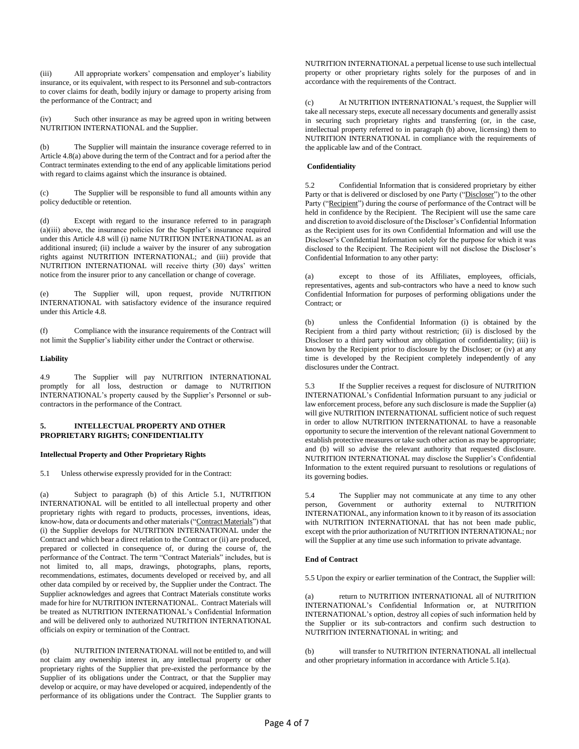(iii) All appropriate workers' compensation and employer's liability insurance, or its equivalent, with respect to its Personnel and sub-contractors to cover claims for death, bodily injury or damage to property arising from the performance of the Contract; and

(iv) Such other insurance as may be agreed upon in writing between NUTRITION INTERNATIONAL and the Supplier.

(b) The Supplier will maintain the insurance coverage referred to in Article 4.8(a) above during the term of the Contract and for a period after the Contract terminates extending to the end of any applicable limitations period with regard to claims against which the insurance is obtained.

(c) The Supplier will be responsible to fund all amounts within any policy deductible or retention.

(d) Except with regard to the insurance referred to in paragraph (a)(iii) above, the insurance policies for the Supplier's insurance required under this Article 4.8 will (i) name NUTRITION INTERNATIONAL as an additional insured; (ii) include a waiver by the insurer of any subrogation rights against NUTRITION INTERNATIONAL; and (iii) provide that NUTRITION INTERNATIONAL will receive thirty (30) days' written notice from the insurer prior to any cancellation or change of coverage.

(e) The Supplier will, upon request, provide NUTRITION INTERNATIONAL with satisfactory evidence of the insurance required under this Article 4.8.

(f) Compliance with the insurance requirements of the Contract will not limit the Supplier's liability either under the Contract or otherwise.

**Liability**

4.9 The Supplier will pay NUTRITION INTERNATIONAL promptly for all loss, destruction or damage to NUTRITION INTERNATIONAL's property caused by the Supplier's Personnel or sub-contractors in the performance of the Contract.

## 5. INTELLECTUAL PROPERTY AND OTHER PROPRIETARY RIGHTS; CONFIDENTIALITY

**Intellectual Property and Other Proprietary Rights**

5.1 Unless otherwise expressly provided for in the Contract:

(a) Subject to paragraph (b) of this Article 5.1, NUTRITION INTERNATIONAL will be entitled to all intellectual property and other proprietary rights with regard to products, processes, inventions, ideas, know-how, data or documents and other materials ("Contract Materials") that (i) the Supplier develops for NUTRITION INTERNATIONAL under the Contract and which bear a direct relation to the Contract or (ii) are produced, prepared or collected in consequence of, or during the course of, the performance of the Contract. The term "Contract Materials" includes, but is not limited to, all maps, drawings, photographs, plans, reports, recommendations, estimates, documents developed or received by, and all other data compiled by or received by, the Supplier under the Contract. The Supplier acknowledges and agrees that Contract Materials constitute works made for hire for NUTRITION INTERNATIONAL. Contract Materials will be treated as NUTRITION INTERNATIONAL's Confidential Information and will be delivered only to authorized NUTRITION INTERNATIONAL officials on expiry or termination of the Contract.

(b) NUTRITION INTERNATIONAL will not be entitled to, and will not claim any ownership interest in, any intellectual property or other proprietary rights of the Supplier that pre-existed the performance by the Supplier of its obligations under the Contract, or that the Supplier may develop or acquire, or may have developed or acquired, independently of the performance of its obligations under the Contract. The Supplier grants to NUTRITION INTERNATIONAL a perpetual license to use such intellectual property or other proprietary rights solely for the purposes of and in accordance with the requirements of the Contract.

(c) At NUTRITION INTERNATIONAL's request, the Supplier will take all necessary steps, execute all necessary documents and generally assist in securing such proprietary rights and transferring (or, in the case, intellectual property referred to in paragraph (b) above, licensing) them to NUTRITION INTERNATIONAL in compliance with the requirements of the applicable law and of the Contract.

**Confidentiality**

5.2 Confidential Information that is considered proprietary by either Party or that is delivered or disclosed by one Party ("Discloser") to the other Party ("Recipient") during the course of performance of the Contract will be held in confidence by the Recipient. The Recipient will use the same care and discretion to avoid disclosure of the Discloser's Confidential Information as the Recipient uses for its own Confidential Information and will use the Discloser's Confidential Information solely for the purpose for which it was disclosed to the Recipient. The Recipient will not disclose the Discloser's Confidential Information to any other party:

(a) except to those of its Affiliates, employees, officials, representatives, agents and sub-contractors who have a need to know such Confidential Information for purposes of performing obligations under the Contract; or

(b) unless the Confidential Information (i) is obtained by the Recipient from a third party without restriction; (ii) is disclosed by the Discloser to a third party without any obligation of confidentiality; (iii) is known by the Recipient prior to disclosure by the Discloser; or (iv) at any time is developed by the Recipient completely independently of any disclosures under the Contract.

5.3 If the Supplier receives a request for disclosure of NUTRITION INTERNATIONAL's Confidential Information pursuant to any judicial or law enforcement process, before any such disclosure is made the Supplier (a) will give NUTRITION INTERNATIONAL sufficient notice of such request in order to allow NUTRITION INTERNATIONAL to have a reasonable opportunity to secure the intervention of the relevant national Government to establish protective measures or take such other action as may be appropriate; and (b) will so advise the relevant authority that requested disclosure. NUTRITION INTERNATIONAL may disclose the Supplier's Confidential Information to the extent required pursuant to resolutions or regulations of its governing bodies.

5.4 The Supplier may not communicate at any time to any other person, Government or authority external to NUTRITION INTERNATIONAL, any information known to it by reason of its association with NUTRITION INTERNATIONAL that has not been made public, except with the prior authorization of NUTRITION INTERNATIONAL; nor will the Supplier at any time use such information to private advantage.

**End of Contract**

5.5 Upon the expiry or earlier termination of the Contract, the Supplier will:

(a) return to NUTRITION INTERNATIONAL all of NUTRITION INTERNATIONAL's Confidential Information or, at NUTRITION INTERNATIONAL's option, destroy all copies of such information held by the Supplier or its sub-contractors and confirm such destruction to NUTRITION INTERNATIONAL in writing; and

(b) will transfer to NUTRITION INTERNATIONAL all intellectual and other proprietary information in accordance with Article 5.1(a).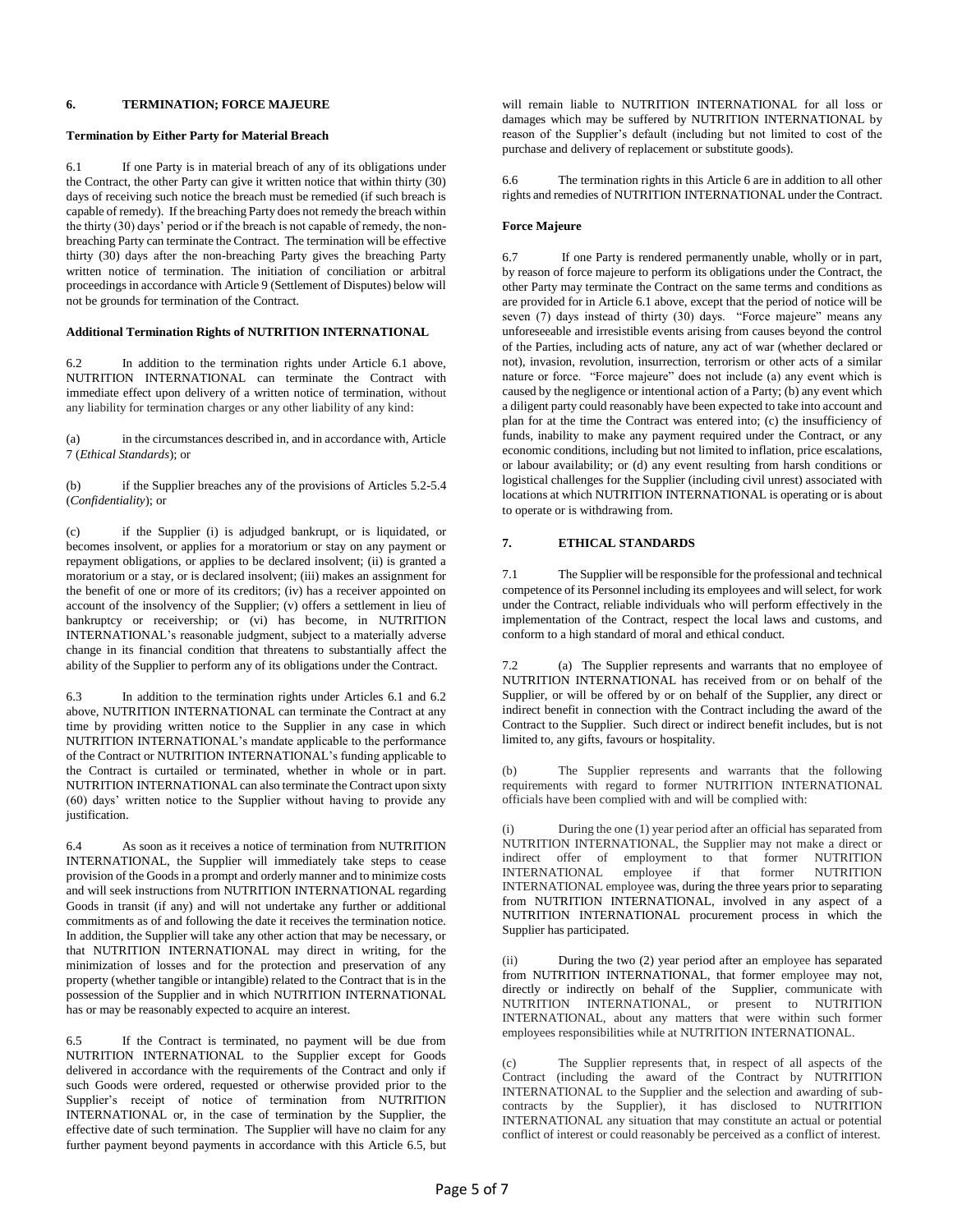## 6. TERMINATION; FORCE MAJEURE

**Termination by Either Party for Material Breach**

6.1 If one Party is in material breach of any of its obligations under the Contract, the other Party can give it written notice that within thirty (30) days of receiving such notice the breach must be remedied (if such breach is capable of remedy). If the breaching Party does not remedy the breach within the thirty (30) days' period or if the breach is not capable of remedy, the non-breaching Party can terminate the Contract. The termination will be effective thirty (30) days after the non-breaching Party gives the breaching Party written notice of termination. The initiation of conciliation or arbitral proceedings in accordance with Article 9 (Settlement of Disputes) below will not be grounds for termination of the Contract.

**Additional Termination Rights of NUTRITION INTERNATIONAL**

6.2 In addition to the termination rights under Article 6.1 above, NUTRITION INTERNATIONAL can terminate the Contract with immediate effect upon delivery of a written notice of termination, without any liability for termination charges or any other liability of any kind:

(a) in the circumstances described in, and in accordance with, Article 7 (*Ethical Standards*); or

(b) if the Supplier breaches any of the provisions of Articles 5.2-5.4 (*Confidentiality*); or

(c) if the Supplier (i) is adjudged bankrupt, or is liquidated, or becomes insolvent, or applies for a moratorium or stay on any payment or repayment obligations, or applies to be declared insolvent; (ii) is granted a moratorium or a stay, or is declared insolvent; (iii) makes an assignment for the benefit of one or more of its creditors; (iv) has a receiver appointed on account of the insolvency of the Supplier; (v) offers a settlement in lieu of bankruptcy or receivership; or (vi) has become, in NUTRITION INTERNATIONAL's reasonable judgment, subject to a materially adverse change in its financial condition that threatens to substantially affect the ability of the Supplier to perform any of its obligations under the Contract.

6.3 In addition to the termination rights under Articles 6.1 and 6.2 above, NUTRITION INTERNATIONAL can terminate the Contract at any time by providing written notice to the Supplier in any case in which NUTRITION INTERNATIONAL's mandate applicable to the performance of the Contract or NUTRITION INTERNATIONAL's funding applicable to the Contract is curtailed or terminated, whether in whole or in part. NUTRITION INTERNATIONAL can also terminate the Contract upon sixty (60) days' written notice to the Supplier without having to provide any justification.

6.4 As soon as it receives a notice of termination from NUTRITION INTERNATIONAL, the Supplier will immediately take steps to cease provision of the Goods in a prompt and orderly manner and to minimize costs and will seek instructions from NUTRITION INTERNATIONAL regarding Goods in transit (if any) and will not undertake any further or additional commitments as of and following the date it receives the termination notice. In addition, the Supplier will take any other action that may be necessary, or that NUTRITION INTERNATIONAL may direct in writing, for the minimization of losses and for the protection and preservation of any property (whether tangible or intangible) related to the Contract that is in the possession of the Supplier and in which NUTRITION INTERNATIONAL has or may be reasonably expected to acquire an interest.

6.5 If the Contract is terminated, no payment will be due from NUTRITION INTERNATIONAL to the Supplier except for Goods delivered in accordance with the requirements of the Contract and only if such Goods were ordered, requested or otherwise provided prior to the Supplier's receipt of notice of termination from NUTRITION INTERNATIONAL or, in the case of termination by the Supplier, the effective date of such termination. The Supplier will have no claim for any further payment beyond payments in accordance with this Article 6.5, but will remain liable to NUTRITION INTERNATIONAL for all loss or damages which may be suffered by NUTRITION INTERNATIONAL by reason of the Supplier's default (including but not limited to cost of the purchase and delivery of replacement or substitute goods).

6.6 The termination rights in this Article 6 are in addition to all other rights and remedies of NUTRITION INTERNATIONAL under the Contract.

**Force Majeure**

6.7 If one Party is rendered permanently unable, wholly or in part, by reason of force majeure to perform its obligations under the Contract, the other Party may terminate the Contract on the same terms and conditions as are provided for in Article 6.1 above, except that the period of notice will be seven (7) days instead of thirty (30) days. "Force majeure" means any unforeseeable and irresistible events arising from causes beyond the control of the Parties, including acts of nature, any act of war (whether declared or not), invasion, revolution, insurrection, terrorism or other acts of a similar nature or force. "Force majeure" does not include (a) any event which is caused by the negligence or intentional action of a Party; (b) any event which a diligent party could reasonably have been expected to take into account and plan for at the time the Contract was entered into; (c) the insufficiency of funds, inability to make any payment required under the Contract, or any economic conditions, including but not limited to inflation, price escalations, or labour availability; or (d) any event resulting from harsh conditions or logistical challenges for the Supplier (including civil unrest) associated with locations at which NUTRITION INTERNATIONAL is operating or is about to operate or is withdrawing from.

## 7. ETHICAL STANDARDS

7.1 The Supplier will be responsible for the professional and technical competence of its Personnel including its employees and will select, for work under the Contract, reliable individuals who will perform effectively in the implementation of the Contract, respect the local laws and customs, and conform to a high standard of moral and ethical conduct.

7.2 (a) The Supplier represents and warrants that no employee of NUTRITION INTERNATIONAL has received from or on behalf of the Supplier, or will be offered by or on behalf of the Supplier, any direct or indirect benefit in connection with the Contract including the award of the Contract to the Supplier. Such direct or indirect benefit includes, but is not limited to, any gifts, favours or hospitality.

(b) The Supplier represents and warrants that the following requirements with regard to former NUTRITION INTERNATIONAL officials have been complied with and will be complied with:

(i) During the one (1) year period after an official has separated from NUTRITION INTERNATIONAL, the Supplier may not make a direct or indirect offer of employment to that former NUTRITION INTERNATIONAL employee if that former NUTRITION INTERNATIONAL employee was, during the three years prior to separating from NUTRITION INTERNATIONAL, involved in any aspect of a NUTRITION INTERNATIONAL procurement process in which the Supplier has participated.

(ii) During the two (2) year period after an employee has separated from NUTRITION INTERNATIONAL, that former employee may not, directly or indirectly on behalf of the Supplier, communicate with NUTRITION INTERNATIONAL, or present to NUTRITION INTERNATIONAL, about any matters that were within such former employees responsibilities while at NUTRITION INTERNATIONAL.

(c) The Supplier represents that, in respect of all aspects of the Contract (including the award of the Contract by NUTRITION INTERNATIONAL to the Supplier and the selection and awarding of sub-contracts by the Supplier), it has disclosed to NUTRITION INTERNATIONAL any situation that may constitute an actual or potential conflict of interest or could reasonably be perceived as a conflict of interest.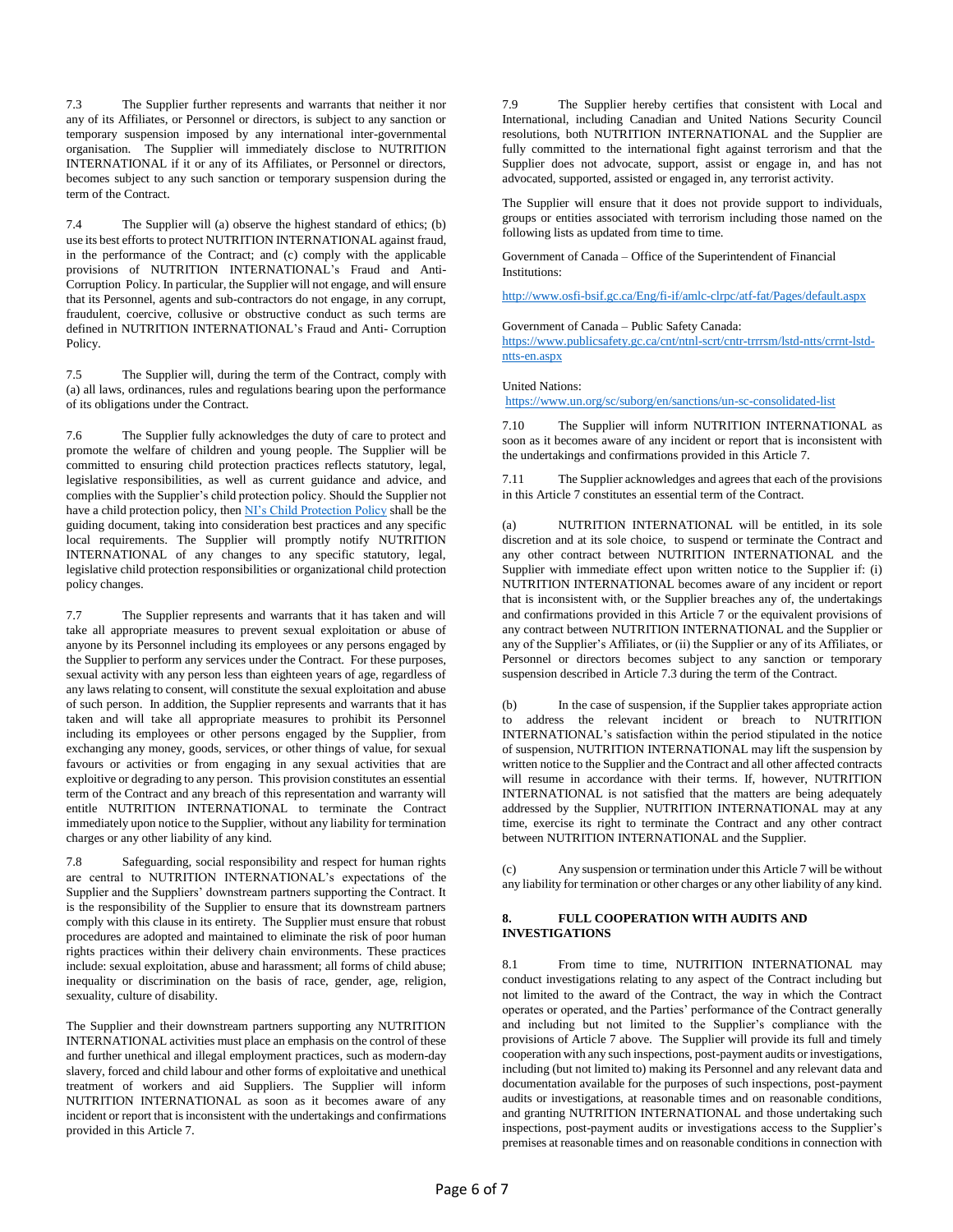7.3 The Supplier further represents and warrants that neither it nor any of its Affiliates, or Personnel or directors, is subject to any sanction or temporary suspension imposed by any international inter-governmental organisation. The Supplier will immediately disclose to NUTRITION INTERNATIONAL if it or any of its Affiliates, or Personnel or directors, becomes subject to any such sanction or temporary suspension during the term of the Contract.

7.4 The Supplier will (a) observe the highest standard of ethics; (b) use its best efforts to protect NUTRITION INTERNATIONAL against fraud, in the performance of the Contract; and (c) comply with the applicable provisions of NUTRITION INTERNATIONAL's Fraud and Anti-Corruption Policy. In particular, the Supplier will not engage, and will ensure that its Personnel, agents and sub-contractors do not engage, in any corrupt, fraudulent, coercive, collusive or obstructive conduct as such terms are defined in NUTRITION INTERNATIONAL's Fraud and Anti- Corruption Policy.

7.5 The Supplier will, during the term of the Contract, comply with (a) all laws, ordinances, rules and regulations bearing upon the performance of its obligations under the Contract.

7.6 The Supplier fully acknowledges the duty of care to protect and promote the welfare of children and young people. The Supplier will be committed to ensuring child protection practices reflects statutory, legal, legislative responsibilities, as well as current guidance and advice, and complies with the Supplier's child protection policy. Should the Supplier not have a child protection policy, then NI's Child Protection Policy shall be the guiding document, taking into consideration best practices and any specific local requirements. The Supplier will promptly notify NUTRITION INTERNATIONAL of any changes to any specific statutory, legal, legislative child protection responsibilities or organizational child protection policy changes.

7.7 The Supplier represents and warrants that it has taken and will take all appropriate measures to prevent sexual exploitation or abuse of anyone by its Personnel including its employees or any persons engaged by the Supplier to perform any services under the Contract. For these purposes, sexual activity with any person less than eighteen years of age, regardless of any laws relating to consent, will constitute the sexual exploitation and abuse of such person. In addition, the Supplier represents and warrants that it has taken and will take all appropriate measures to prohibit its Personnel including its employees or other persons engaged by the Supplier, from exchanging any money, goods, services, or other things of value, for sexual favours or activities or from engaging in any sexual activities that are exploitive or degrading to any person. This provision constitutes an essential term of the Contract and any breach of this representation and warranty will entitle NUTRITION INTERNATIONAL to terminate the Contract immediately upon notice to the Supplier, without any liability for termination charges or any other liability of any kind.

7.8 Safeguarding, social responsibility and respect for human rights are central to NUTRITION INTERNATIONAL's expectations of the Supplier and the Suppliers' downstream partners supporting the Contract. It is the responsibility of the Supplier to ensure that its downstream partners comply with this clause in its entirety. The Supplier must ensure that robust procedures are adopted and maintained to eliminate the risk of poor human rights practices within their delivery chain environments. These practices include: sexual exploitation, abuse and harassment; all forms of child abuse; inequality or discrimination on the basis of race, gender, age, religion, sexuality, culture of disability.

The Supplier and their downstream partners supporting any NUTRITION INTERNATIONAL activities must place an emphasis on the control of these and further unethical and illegal employment practices, such as modern-day slavery, forced and child labour and other forms of exploitative and unethical treatment of workers and aid Suppliers. The Supplier will inform NUTRITION INTERNATIONAL as soon as it becomes aware of any incident or report that is inconsistent with the undertakings and confirmations provided in this Article 7.

7.9 The Supplier hereby certifies that consistent with Local and International, including Canadian and United Nations Security Council resolutions, both NUTRITION INTERNATIONAL and the Supplier are fully committed to the international fight against terrorism and that the Supplier does not advocate, support, assist or engage in, and has not advocated, supported, assisted or engaged in, any terrorist activity.

The Supplier will ensure that it does not provide support to individuals, groups or entities associated with terrorism including those named on the following lists as updated from time to time.

Government of Canada – Office of the Superintendent of Financial Institutions:

http://www.osfi-bsif.gc.ca/Eng/fi-if/amlc-clrpc/atf-fat/Pages/default.aspx

Government of Canada – Public Safety Canada:
https://www.publicsafety.gc.ca/cnt/ntnl-scrt/cntr-trrrsm/lstd-ntts/crrnt-lstd-ntts-en.aspx

United Nations:
https://www.un.org/sc/suborg/en/sanctions/un-sc-consolidated-list

7.10 The Supplier will inform NUTRITION INTERNATIONAL as soon as it becomes aware of any incident or report that is inconsistent with the undertakings and confirmations provided in this Article 7.

7.11 The Supplier acknowledges and agrees that each of the provisions in this Article 7 constitutes an essential term of the Contract.

(a) NUTRITION INTERNATIONAL will be entitled, in its sole discretion and at its sole choice, to suspend or terminate the Contract and any other contract between NUTRITION INTERNATIONAL and the Supplier with immediate effect upon written notice to the Supplier if: (i) NUTRITION INTERNATIONAL becomes aware of any incident or report that is inconsistent with, or the Supplier breaches any of, the undertakings and confirmations provided in this Article 7 or the equivalent provisions of any contract between NUTRITION INTERNATIONAL and the Supplier or any of the Supplier's Affiliates, or (ii) the Supplier or any of its Affiliates, or Personnel or directors becomes subject to any sanction or temporary suspension described in Article 7.3 during the term of the Contract.

(b) In the case of suspension, if the Supplier takes appropriate action to address the relevant incident or breach to NUTRITION INTERNATIONAL's satisfaction within the period stipulated in the notice of suspension, NUTRITION INTERNATIONAL may lift the suspension by written notice to the Supplier and the Contract and all other affected contracts will resume in accordance with their terms. If, however, NUTRITION INTERNATIONAL is not satisfied that the matters are being adequately addressed by the Supplier, NUTRITION INTERNATIONAL may at any time, exercise its right to terminate the Contract and any other contract between NUTRITION INTERNATIONAL and the Supplier.

(c) Any suspension or termination under this Article 7 will be without any liability for termination or other charges or any other liability of any kind.

## 8. FULL COOPERATION WITH AUDITS AND INVESTIGATIONS

8.1 From time to time, NUTRITION INTERNATIONAL may conduct investigations relating to any aspect of the Contract including but not limited to the award of the Contract, the way in which the Contract operates or operated, and the Parties' performance of the Contract generally and including but not limited to the Supplier's compliance with the provisions of Article 7 above. The Supplier will provide its full and timely cooperation with any such inspections, post-payment audits or investigations, including (but not limited to) making its Personnel and any relevant data and documentation available for the purposes of such inspections, post-payment audits or investigations, at reasonable times and on reasonable conditions, and granting NUTRITION INTERNATIONAL and those undertaking such inspections, post-payment audits or investigations access to the Supplier's premises at reasonable times and on reasonable conditions in connection with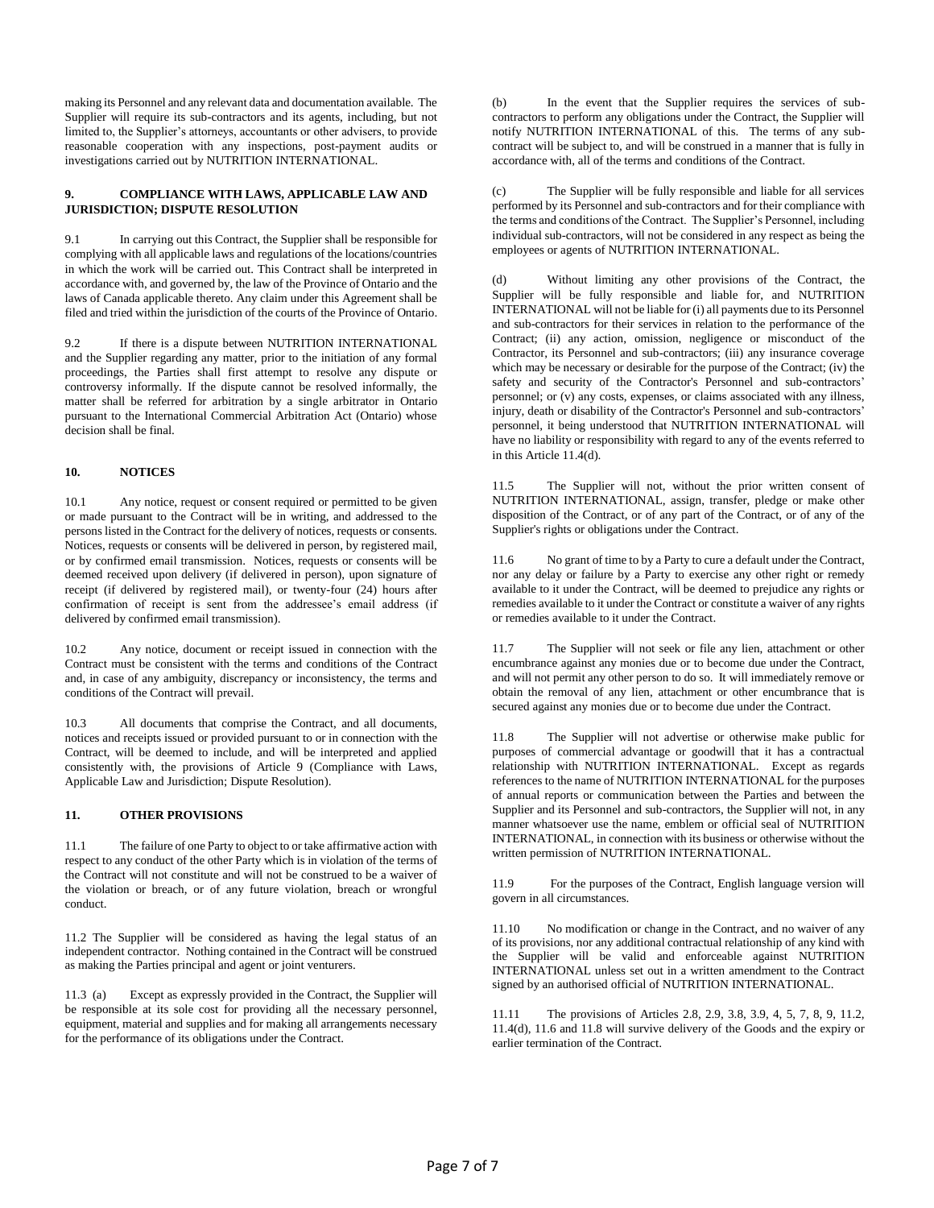making its Personnel and any relevant data and documentation available. The Supplier will require its sub-contractors and its agents, including, but not limited to, the Supplier's attorneys, accountants or other advisers, to provide reasonable cooperation with any inspections, post-payment audits or investigations carried out by NUTRITION INTERNATIONAL.

### 9. COMPLIANCE WITH LAWS, APPLICABLE LAW AND JURISDICTION; DISPUTE RESOLUTION

9.1 In carrying out this Contract, the Supplier shall be responsible for complying with all applicable laws and regulations of the locations/countries in which the work will be carried out. This Contract shall be interpreted in accordance with, and governed by, the law of the Province of Ontario and the laws of Canada applicable thereto. Any claim under this Agreement shall be filed and tried within the jurisdiction of the courts of the Province of Ontario.

9.2 If there is a dispute between NUTRITION INTERNATIONAL and the Supplier regarding any matter, prior to the initiation of any formal proceedings, the Parties shall first attempt to resolve any dispute or controversy informally. If the dispute cannot be resolved informally, the matter shall be referred for arbitration by a single arbitrator in Ontario pursuant to the International Commercial Arbitration Act (Ontario) whose decision shall be final.

### 10. NOTICES

10.1 Any notice, request or consent required or permitted to be given or made pursuant to the Contract will be in writing, and addressed to the persons listed in the Contract for the delivery of notices, requests or consents. Notices, requests or consents will be delivered in person, by registered mail, or by confirmed email transmission. Notices, requests or consents will be deemed received upon delivery (if delivered in person), upon signature of receipt (if delivered by registered mail), or twenty-four (24) hours after confirmation of receipt is sent from the addressee's email address (if delivered by confirmed email transmission).

10.2 Any notice, document or receipt issued in connection with the Contract must be consistent with the terms and conditions of the Contract and, in case of any ambiguity, discrepancy or inconsistency, the terms and conditions of the Contract will prevail.

10.3 All documents that comprise the Contract, and all documents, notices and receipts issued or provided pursuant to or in connection with the Contract, will be deemed to include, and will be interpreted and applied consistently with, the provisions of Article 9 (Compliance with Laws, Applicable Law and Jurisdiction; Dispute Resolution).

### 11. OTHER PROVISIONS

11.1 The failure of one Party to object to or take affirmative action with respect to any conduct of the other Party which is in violation of the terms of the Contract will not constitute and will not be construed to be a waiver of the violation or breach, or of any future violation, breach or wrongful conduct.

11.2 The Supplier will be considered as having the legal status of an independent contractor. Nothing contained in the Contract will be construed as making the Parties principal and agent or joint venturers.

11.3 (a) Except as expressly provided in the Contract, the Supplier will be responsible at its sole cost for providing all the necessary personnel, equipment, material and supplies and for making all arrangements necessary for the performance of its obligations under the Contract.

(b) In the event that the Supplier requires the services of sub-contractors to perform any obligations under the Contract, the Supplier will notify NUTRITION INTERNATIONAL of this. The terms of any sub-contract will be subject to, and will be construed in a manner that is fully in accordance with, all of the terms and conditions of the Contract.

(c) The Supplier will be fully responsible and liable for all services performed by its Personnel and sub-contractors and for their compliance with the terms and conditions of the Contract. The Supplier's Personnel, including individual sub-contractors, will not be considered in any respect as being the employees or agents of NUTRITION INTERNATIONAL.

(d) Without limiting any other provisions of the Contract, the Supplier will be fully responsible and liable for, and NUTRITION INTERNATIONAL will not be liable for (i) all payments due to its Personnel and sub-contractors for their services in relation to the performance of the Contract; (ii) any action, omission, negligence or misconduct of the Contractor, its Personnel and sub-contractors; (iii) any insurance coverage which may be necessary or desirable for the purpose of the Contract; (iv) the safety and security of the Contractor's Personnel and sub-contractors' personnel; or (v) any costs, expenses, or claims associated with any illness, injury, death or disability of the Contractor's Personnel and sub-contractors' personnel, it being understood that NUTRITION INTERNATIONAL will have no liability or responsibility with regard to any of the events referred to in this Article 11.4(d).

11.5 The Supplier will not, without the prior written consent of NUTRITION INTERNATIONAL, assign, transfer, pledge or make other disposition of the Contract, or of any part of the Contract, or of any of the Supplier's rights or obligations under the Contract.

11.6 No grant of time to by a Party to cure a default under the Contract, nor any delay or failure by a Party to exercise any other right or remedy available to it under the Contract, will be deemed to prejudice any rights or remedies available to it under the Contract or constitute a waiver of any rights or remedies available to it under the Contract.

11.7 The Supplier will not seek or file any lien, attachment or other encumbrance against any monies due or to become due under the Contract, and will not permit any other person to do so. It will immediately remove or obtain the removal of any lien, attachment or other encumbrance that is secured against any monies due or to become due under the Contract.

11.8 The Supplier will not advertise or otherwise make public for purposes of commercial advantage or goodwill that it has a contractual relationship with NUTRITION INTERNATIONAL. Except as regards references to the name of NUTRITION INTERNATIONAL for the purposes of annual reports or communication between the Parties and between the Supplier and its Personnel and sub-contractors, the Supplier will not, in any manner whatsoever use the name, emblem or official seal of NUTRITION INTERNATIONAL, in connection with its business or otherwise without the written permission of NUTRITION INTERNATIONAL.

11.9 For the purposes of the Contract, English language version will govern in all circumstances.

11.10 No modification or change in the Contract, and no waiver of any of its provisions, nor any additional contractual relationship of any kind with the Supplier will be valid and enforceable against NUTRITION INTERNATIONAL unless set out in a written amendment to the Contract signed by an authorised official of NUTRITION INTERNATIONAL.

11.11 The provisions of Articles 2.8, 2.9, 3.8, 3.9, 4, 5, 7, 8, 9, 11.2, 11.4(d), 11.6 and 11.8 will survive delivery of the Goods and the expiry or earlier termination of the Contract.